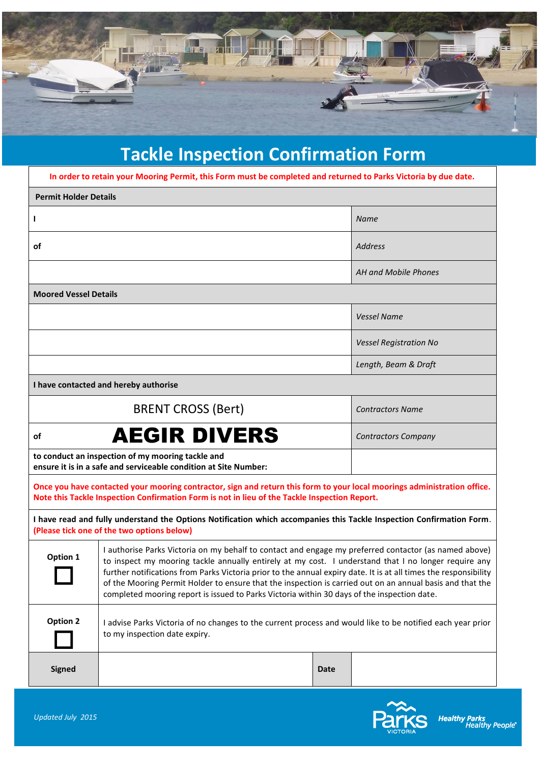# Tackle Inspection Confirmation Form

| In order to retain your Mooring Permit, this Form must be completed and returned to Parks Victoria by due date. | |
|---|---|
| **Permit Holder Details** | |
| **I** | *Name* |
| **of** | *Address* |
| | *AH and Mobile Phones* |
| **Moored Vessel Details** | |
| | *Vessel Name* |
| | *Vessel Registration No* |
| | *Length, Beam & Draft* |
| **I have contacted and hereby authorise** | |
| BRENT CROSS (Bert) | *Contractors Name* |
| **of** **AEGIR DIVERS** | *Contractors Company* |
| **to conduct an inspection of my mooring tackle and ensure it is in a safe and serviceable condition at Site Number:** | |

**Once you have contacted your mooring contractor, sign and return this form to your local moorings administration office. Note this Tackle Inspection Confirmation Form is not in lieu of the Tackle Inspection Report.**

**I have read and fully understand the Options Notification which accompanies this Tackle Inspection Confirmation Form. (Please tick one of the two options below)**

| | | | |
|---|---|---|---|
| **Option 1** ☐ | I authorise Parks Victoria on my behalf to contact and engage my preferred contactor (as named above) to inspect my mooring tackle annually entirely at my cost. I understand that I no longer require any further notifications from Parks Victoria prior to the annual expiry date. It is at all times the responsibility of the Mooring Permit Holder to ensure that the inspection is carried out on an annual basis and that the completed mooring report is issued to Parks Victoria within 30 days of the inspection date. | | |
| **Option 2** ☐ | I advise Parks Victoria of no changes to the current process and would like to be notified each year prior to my inspection date expiry. | | |
| **Signed** | | **Date** | |

*Updated July 2015*

Parks Victoria — Healthy Parks Healthy People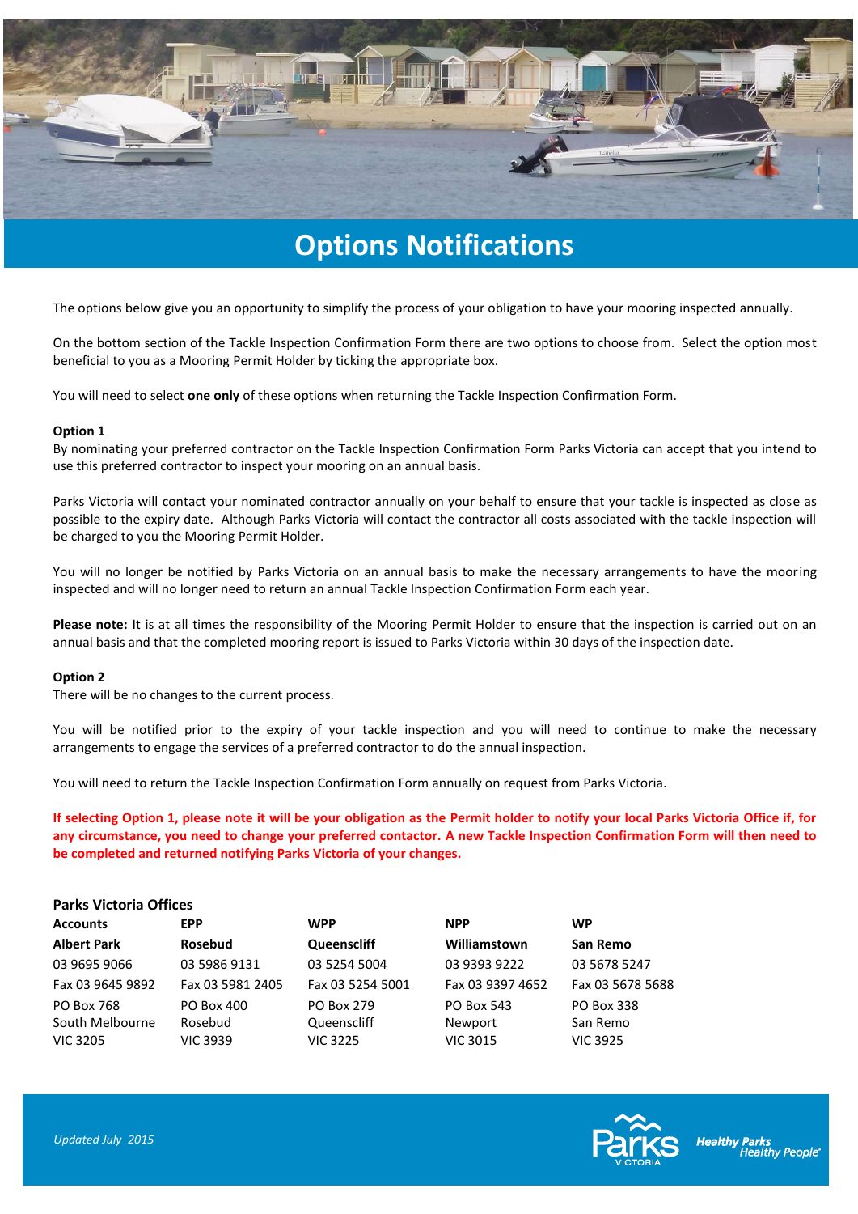# Options Notifications

The options below give you an opportunity to simplify the process of your obligation to have your mooring inspected annually.

On the bottom section of the Tackle Inspection Confirmation Form there are two options to choose from. Select the option most beneficial to you as a Mooring Permit Holder by ticking the appropriate box.

You will need to select **one only** of these options when returning the Tackle Inspection Confirmation Form.

**Option 1**

By nominating your preferred contractor on the Tackle Inspection Confirmation Form Parks Victoria can accept that you intend to use this preferred contractor to inspect your mooring on an annual basis.

Parks Victoria will contact your nominated contractor annually on your behalf to ensure that your tackle is inspected as close as possible to the expiry date. Although Parks Victoria will contact the contractor all costs associated with the tackle inspection will be charged to you the Mooring Permit Holder.

You will no longer be notified by Parks Victoria on an annual basis to make the necessary arrangements to have the mooring inspected and will no longer need to return an annual Tackle Inspection Confirmation Form each year.

**Please note:** It is at all times the responsibility of the Mooring Permit Holder to ensure that the inspection is carried out on an annual basis and that the completed mooring report is issued to Parks Victoria within 30 days of the inspection date.

**Option 2**

There will be no changes to the current process.

You will be notified prior to the expiry of your tackle inspection and you will need to continue to make the necessary arrangements to engage the services of a preferred contractor to do the annual inspection.

You will need to return the Tackle Inspection Confirmation Form annually on request from Parks Victoria.

**If selecting Option 1, please note it will be your obligation as the Permit holder to notify your local Parks Victoria Office if, for any circumstance, you need to change your preferred contactor. A new Tackle Inspection Confirmation Form will then need to be completed and returned notifying Parks Victoria of your changes.**

**Parks Victoria Offices**

| **Accounts** | **EPP** | **WPP** | **NPP** | **WP** |
|---|---|---|---|---|
| **Albert Park** | **Rosebud** | **Queenscliff** | **Williamstown** | **San Remo** |
| 03 9695 9066 | 03 5986 9131 | 03 5254 5004 | 03 9393 9222 | 03 5678 5247 |
| Fax 03 9645 9892 | Fax 03 5981 2405 | Fax 03 5254 5001 | Fax 03 9397 4652 | Fax 03 5678 5688 |
| PO Box 768<br>South Melbourne<br>VIC 3205 | PO Box 400<br>Rosebud<br>VIC 3939 | PO Box 279<br>Queenscliff<br>VIC 3225 | PO Box 543<br>Newport<br>VIC 3015 | PO Box 338<br>San Remo<br>VIC 3925 |

*Updated July 2015*

Parks Victoria

Healthy Parks Healthy People®